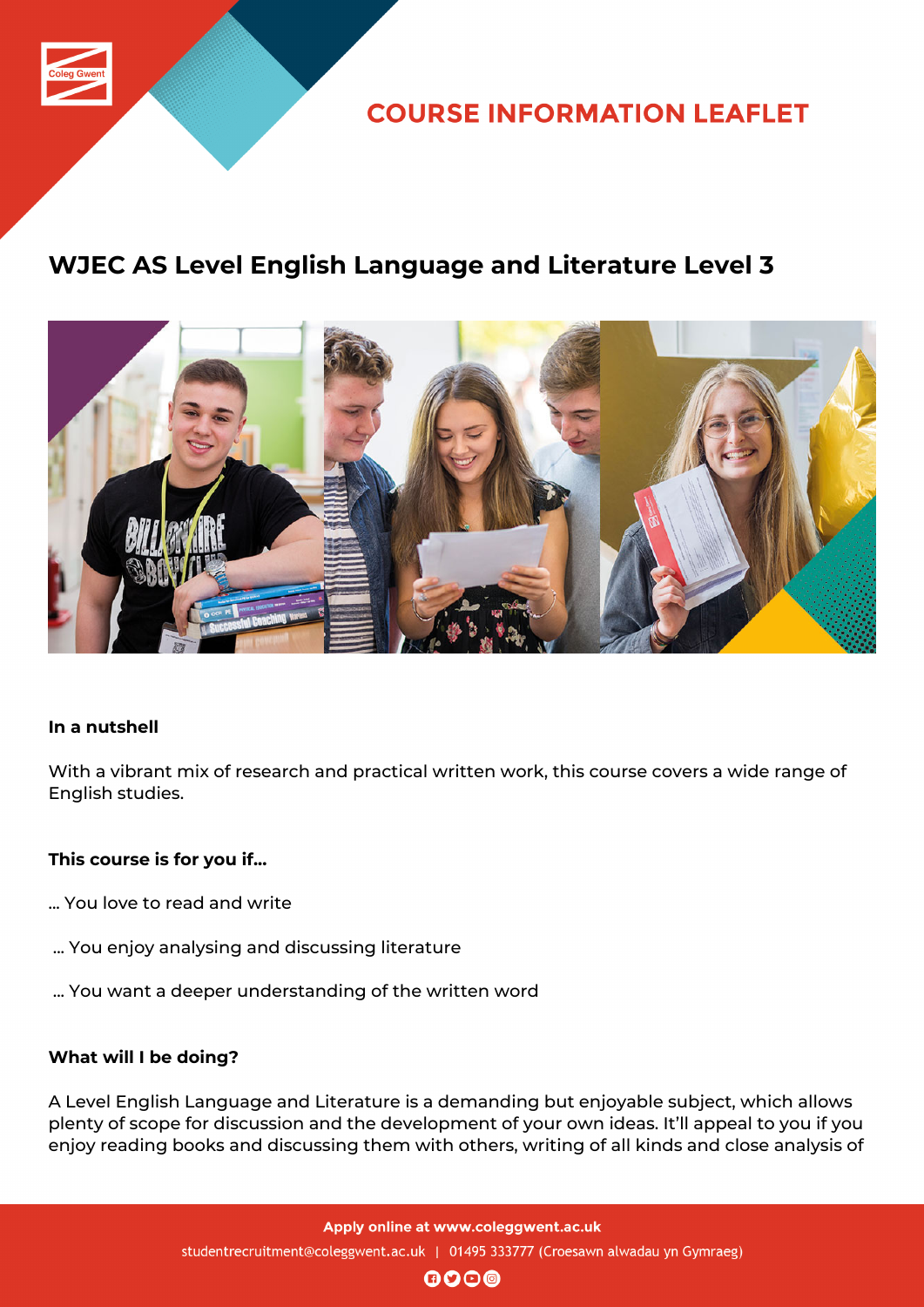COURSE INFORMATION LEAFLET

# WJEC AS Level English Language and Literature Level 3

**In a nutshell**

With a vibrant mix of research and practical written work, this course covers a wide range of English studies.

**This course is for you if...**

... You love to read and write

... You enjoy analysing and discussing literature

... You want a deeper understanding of the written word

**What will I be doing?**

A Level English Language and Literature is a demanding but enjoyable subject, which allows plenty of scope for discussion and the development of your own ideas. It'll appeal to you if you enjoy reading books and discussing them with others, writing of all kinds and close analysis of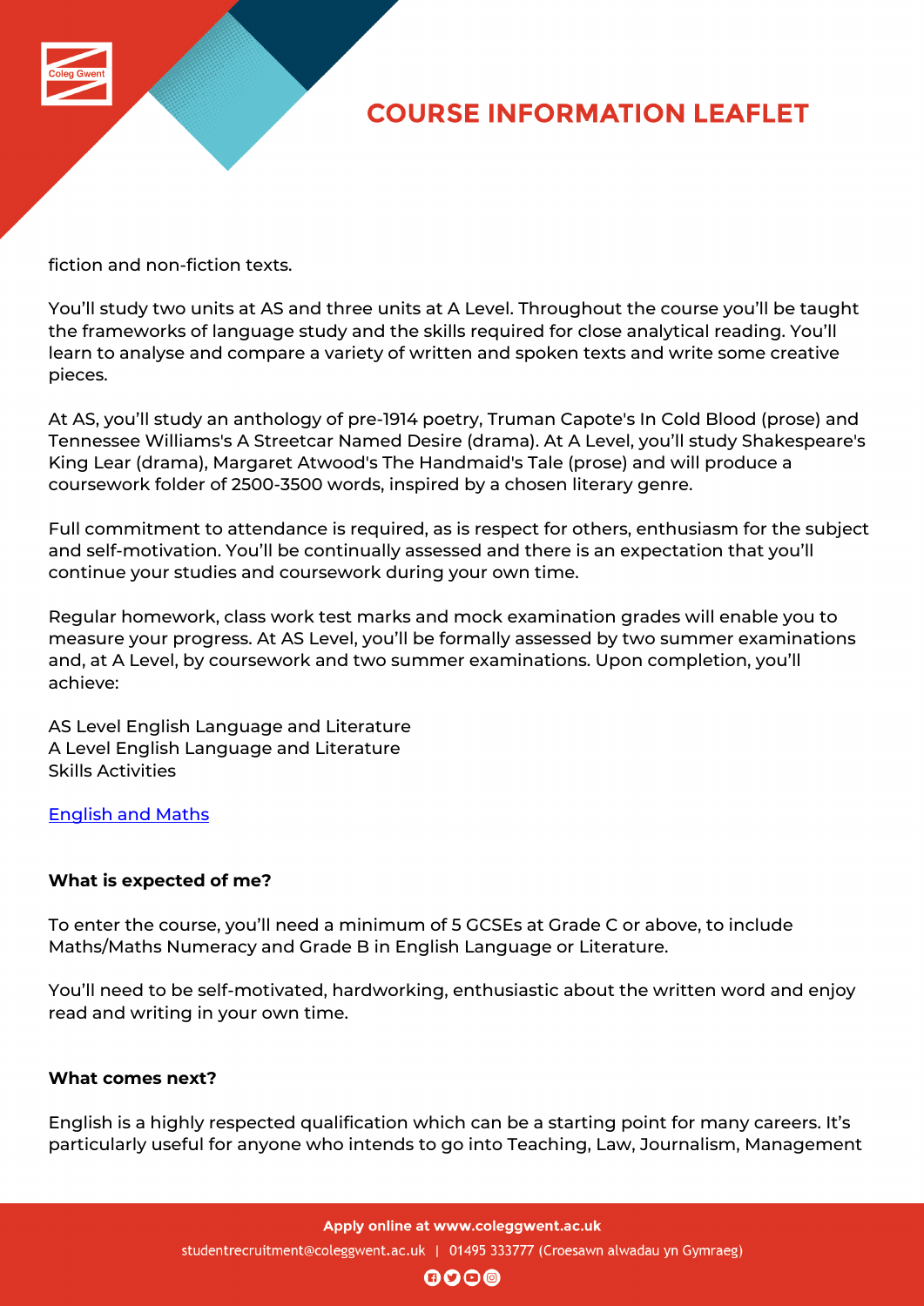fiction and non-fiction texts.

You'll study two units at AS and three units at A Level. Throughout the course you'll be taught the frameworks of language study and the skills required for close analytical reading. You'll learn to analyse and compare a variety of written and spoken texts and write some creative pieces.

At AS, you'll study an anthology of pre-1914 poetry, Truman Capote's In Cold Blood (prose) and Tennessee Williams's A Streetcar Named Desire (drama). At A Level, you'll study Shakespeare's King Lear (drama), Margaret Atwood's The Handmaid's Tale (prose) and will produce a coursework folder of 2500-3500 words, inspired by a chosen literary genre.

Full commitment to attendance is required, as is respect for others, enthusiasm for the subject and self-motivation. You'll be continually assessed and there is an expectation that you'll continue your studies and coursework during your own time.

Regular homework, class work test marks and mock examination grades will enable you to measure your progress. At AS Level, you'll be formally assessed by two summer examinations and, at A Level, by coursework and two summer examinations. Upon completion, you'll achieve:

AS Level English Language and Literature
A Level English Language and Literature
Skills Activities

English and Maths

**What is expected of me?**

To enter the course, you'll need a minimum of 5 GCSEs at Grade C or above, to include Maths/Maths Numeracy and Grade B in English Language or Literature.

You'll need to be self-motivated, hardworking, enthusiastic about the written word and enjoy read and writing in your own time.

**What comes next?**

English is a highly respected qualification which can be a starting point for many careers. It's particularly useful for anyone who intends to go into Teaching, Law, Journalism, Management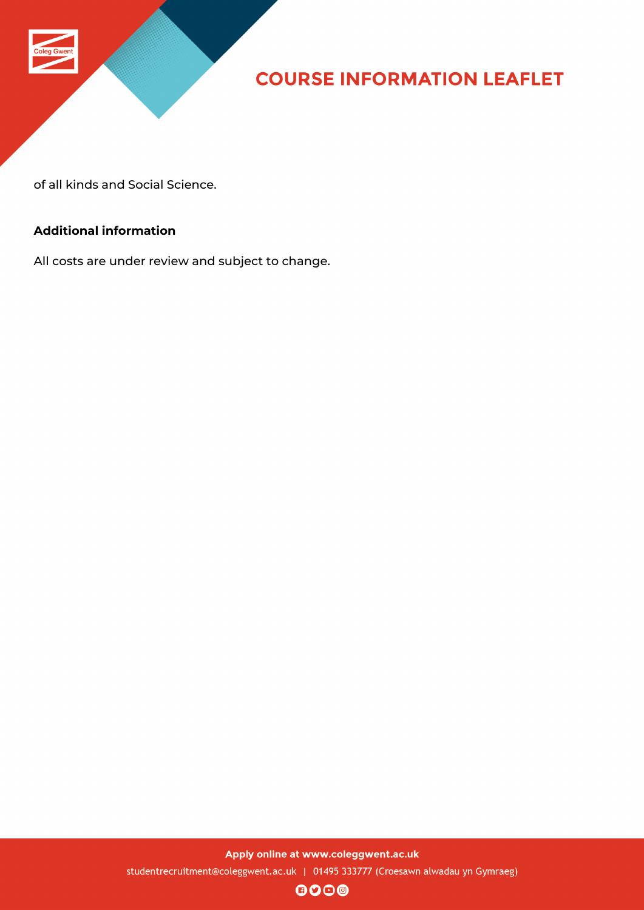of all kinds and Social Science.

**Additional information**

All costs are under review and subject to change.